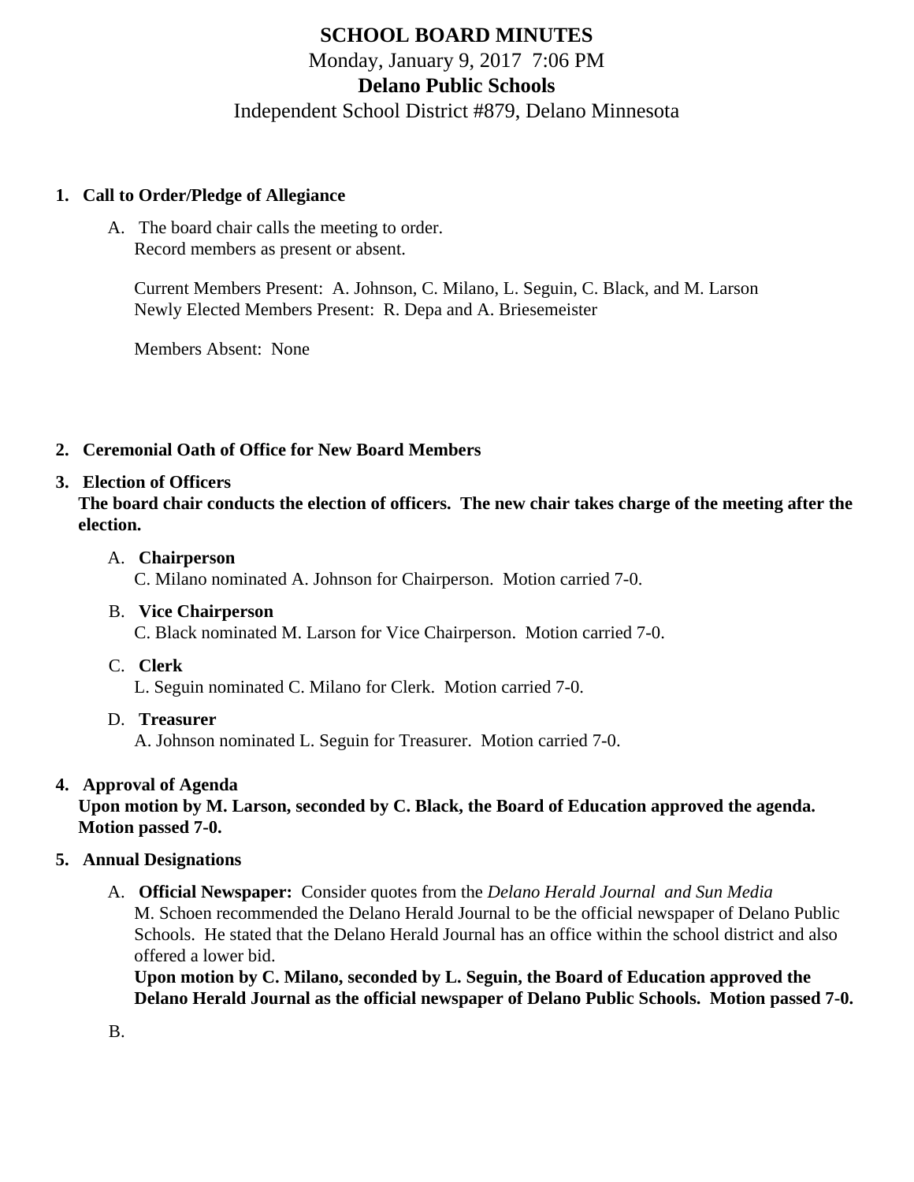# SCHOOL BOARD MINUTES

Monday, January 9, 2017 7:06 PM

**Delano Public Schools**

Independent School District #879, Delano Minnesota

1. **Call to Order/Pledge of Allegiance**

   A. The board chair calls the meeting to order.
      Record members as present or absent.

      Current Members Present: A. Johnson, C. Milano, L. Seguin, C. Black, and M. Larson
      Newly Elected Members Present: R. Depa and A. Briesemeister

      Members Absent: None

2. **Ceremonial Oath of Office for New Board Members**

3. **Election of Officers**
   **The board chair conducts the election of officers. The new chair takes charge of the meeting after the election.**

   A. **Chairperson**
      C. Milano nominated A. Johnson for Chairperson. Motion carried 7-0.

   B. **Vice Chairperson**
      C. Black nominated M. Larson for Vice Chairperson. Motion carried 7-0.

   C. **Clerk**
      L. Seguin nominated C. Milano for Clerk. Motion carried 7-0.

   D. **Treasurer**
      A. Johnson nominated L. Seguin for Treasurer. Motion carried 7-0.

4. **Approval of Agenda**
   **Upon motion by M. Larson, seconded by C. Black, the Board of Education approved the agenda. Motion passed 7-0.**

5. **Annual Designations**

   A. **Official Newspaper:** Consider quotes from the *Delano Herald Journal and Sun Media*
      M. Schoen recommended the Delano Herald Journal to be the official newspaper of Delano Public Schools. He stated that the Delano Herald Journal has an office within the school district and also offered a lower bid.
      **Upon motion by C. Milano, seconded by L. Seguin, the Board of Education approved the Delano Herald Journal as the official newspaper of Delano Public Schools. Motion passed 7-0.**

   B.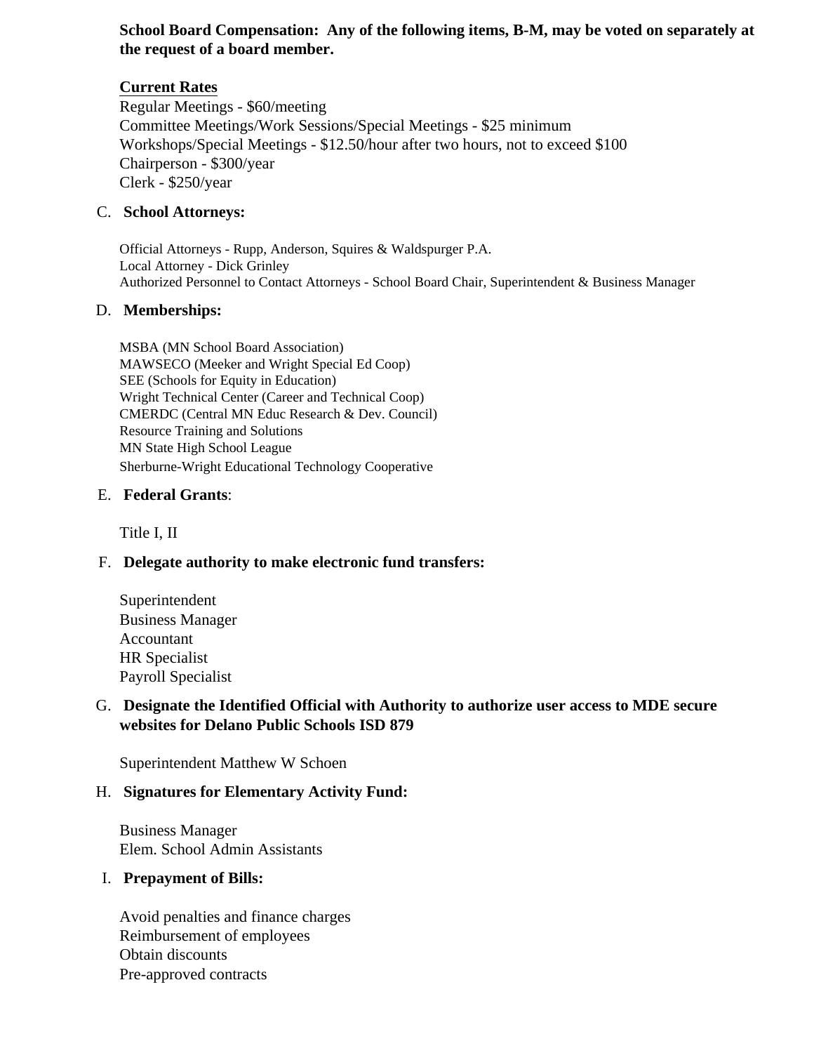**School Board Compensation: Any of the following items, B-M, may be voted on separately at the request of a board member.**

**Current Rates**

Regular Meetings - $60/meeting
Committee Meetings/Work Sessions/Special Meetings - $25 minimum
Workshops/Special Meetings - $12.50/hour after two hours, not to exceed $100
Chairperson - $300/year
Clerk - $250/year

C. **School Attorneys:**

Official Attorneys - Rupp, Anderson, Squires & Waldspurger P.A.
Local Attorney - Dick Grinley
Authorized Personnel to Contact Attorneys - School Board Chair, Superintendent & Business Manager

D. **Memberships:**

MSBA (MN School Board Association)
MAWSECO (Meeker and Wright Special Ed Coop)
SEE (Schools for Equity in Education)
Wright Technical Center (Career and Technical Coop)
CMERDC (Central MN Educ Research & Dev. Council)
Resource Training and Solutions
MN State High School League
Sherburne-Wright Educational Technology Cooperative

E. **Federal Grants**:

Title I, II

F. **Delegate authority to make electronic fund transfers:**

Superintendent
Business Manager
Accountant
HR Specialist
Payroll Specialist

G. **Designate the Identified Official with Authority to authorize user access to MDE secure websites for Delano Public Schools ISD 879**

Superintendent Matthew W Schoen

H. **Signatures for Elementary Activity Fund:**

Business Manager
Elem. School Admin Assistants

I. **Prepayment of Bills:**

Avoid penalties and finance charges
Reimbursement of employees
Obtain discounts
Pre-approved contracts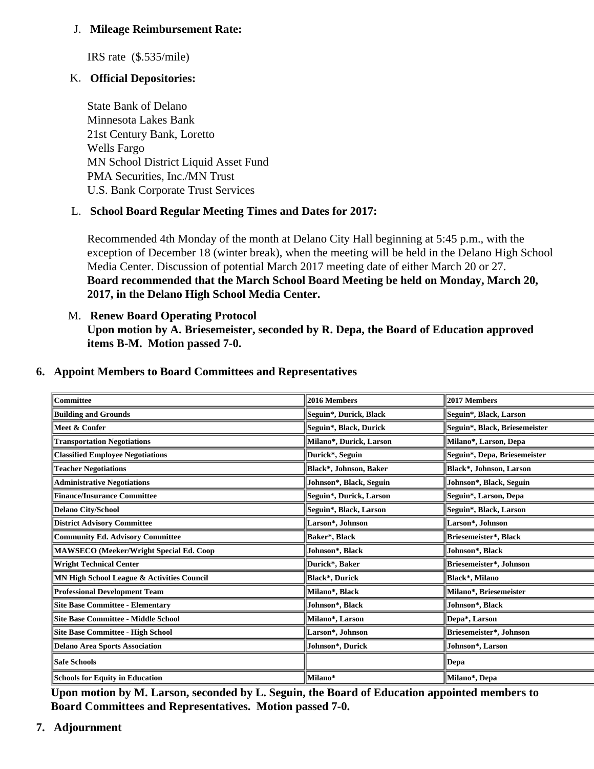J. **Mileage Reimbursement Rate:**

   IRS rate ($.535/mile)

K. **Official Depositories:**

   State Bank of Delano
   Minnesota Lakes Bank
   21st Century Bank, Loretto
   Wells Fargo
   MN School District Liquid Asset Fund
   PMA Securities, Inc./MN Trust
   U.S. Bank Corporate Trust Services

L. **School Board Regular Meeting Times and Dates for 2017:**

   Recommended 4th Monday of the month at Delano City Hall beginning at 5:45 p.m., with the exception of December 18 (winter break), when the meeting will be held in the Delano High School Media Center. Discussion of potential March 2017 meeting date of either March 20 or 27.
   **Board recommended that the March School Board Meeting be held on Monday, March 20, 2017, in the Delano High School Media Center.**

M. **Renew Board Operating Protocol**
   **Upon motion by A. Briesemeister, seconded by R. Depa, the Board of Education approved items B-M. Motion passed 7-0.**

6. **Appoint Members to Board Committees and Representatives**

| Committee | 2016 Members | 2017 Members |
|---|---|---|
| Building and Grounds | Seguin*, Durick, Black | Seguin*, Black, Larson |
| Meet & Confer | Seguin*, Black, Durick | Seguin*, Black, Briesemeister |
| Transportation Negotiations | Milano*, Durick, Larson | Milano*, Larson, Depa |
| Classified Employee Negotiations | Durick*, Seguin | Seguin*, Depa, Briesemeister |
| Teacher Negotiations | Black*, Johnson, Baker | Black*, Johnson, Larson |
| Administrative Negotiations | Johnson*, Black, Seguin | Johnson*, Black, Seguin |
| Finance/Insurance Committee | Seguin*, Durick, Larson | Seguin*, Larson, Depa |
| Delano City/School | Seguin*, Black, Larson | Seguin*, Black, Larson |
| District Advisory Committee | Larson*, Johnson | Larson*, Johnson |
| Community Ed. Advisory Committee | Baker*, Black | Briesemeister*, Black |
| MAWSECO (Meeker/Wright Special Ed. Coop | Johnson*, Black | Johnson*, Black |
| Wright Technical Center | Durick*, Baker | Briesemeister*, Johnson |
| MN High School League & Activities Council | Black*, Durick | Black*, Milano |
| Professional Development Team | Milano*, Black | Milano*, Briesemeister |
| Site Base Committee - Elementary | Johnson*, Black | Johnson*, Black |
| Site Base Committee - Middle School | Milano*, Larson | Depa*, Larson |
| Site Base Committee - High School | Larson*, Johnson | Briesemeister*, Johnson |
| Delano Area Sports Association | Johnson*, Durick | Johnson*, Larson |
| Safe Schools | | Depa |
| Schools for Equity in Education | Milano* | Milano*, Depa |

**Upon motion by M. Larson, seconded by L. Seguin, the Board of Education appointed members to Board Committees and Representatives. Motion passed 7-0.**

7. **Adjournment**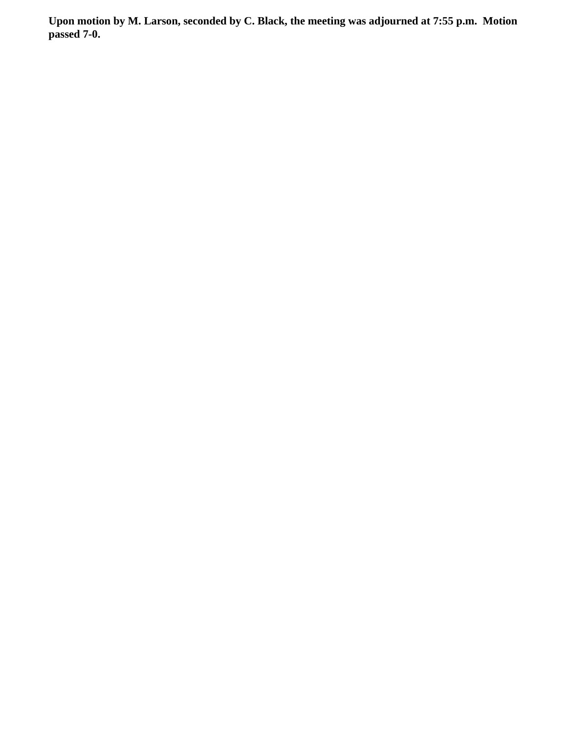**Upon motion by M. Larson, seconded by C. Black, the meeting was adjourned at 7:55 p.m. Motion passed 7-0.**